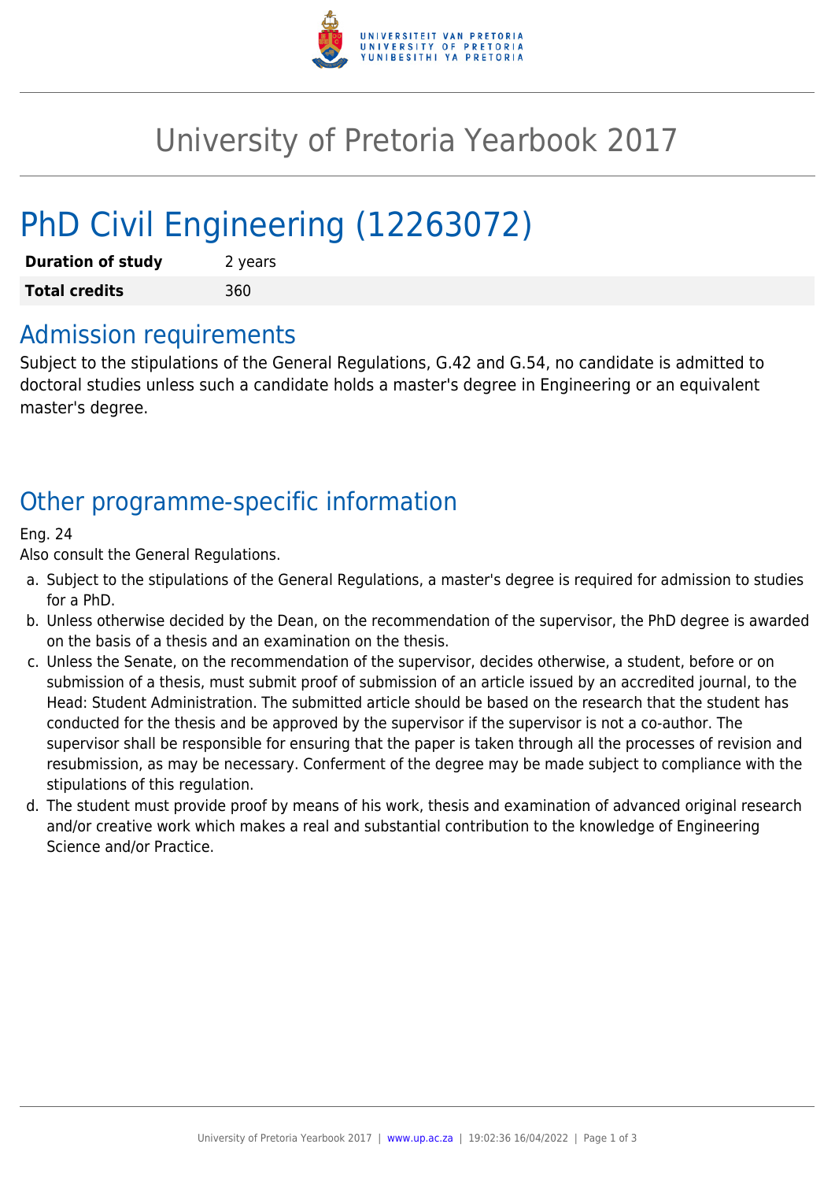# University of Pretoria Yearbook 2017

# PhD Civil Engineering (12263072)

| **Duration of study** | 2 years |
|---|---|
| **Total credits** | 360 |

## Admission requirements

Subject to the stipulations of the General Regulations, G.42 and G.54, no candidate is admitted to doctoral studies unless such a candidate holds a master's degree in Engineering or an equivalent master's degree.

## Other programme-specific information

Eng. 24

Also consult the General Regulations.

a. Subject to the stipulations of the General Regulations, a master's degree is required for admission to studies for a PhD.

b. Unless otherwise decided by the Dean, on the recommendation of the supervisor, the PhD degree is awarded on the basis of a thesis and an examination on the thesis.

c. Unless the Senate, on the recommendation of the supervisor, decides otherwise, a student, before or on submission of a thesis, must submit proof of submission of an article issued by an accredited journal, to the Head: Student Administration. The submitted article should be based on the research that the student has conducted for the thesis and be approved by the supervisor if the supervisor is not a co-author. The supervisor shall be responsible for ensuring that the paper is taken through all the processes of revision and resubmission, as may be necessary. Conferment of the degree may be made subject to compliance with the stipulations of this regulation.

d. The student must provide proof by means of his work, thesis and examination of advanced original research and/or creative work which makes a real and substantial contribution to the knowledge of Engineering Science and/or Practice.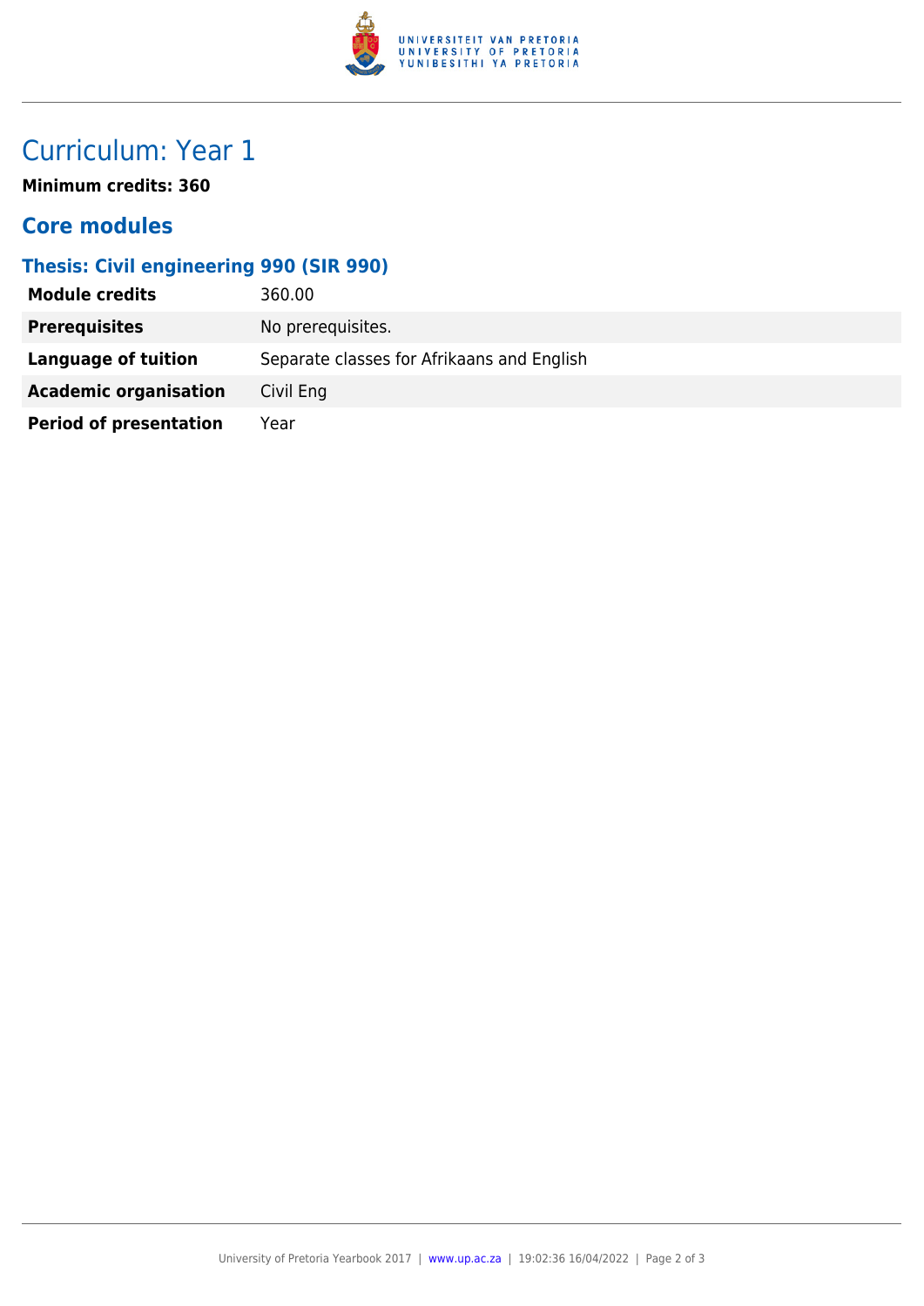# Curriculum: Year 1

**Minimum credits: 360**

## Core modules

### Thesis: Civil engineering 990 (SIR 990)

| | |
|---|---|
| **Module credits** | 360.00 |
| **Prerequisites** | No prerequisites. |
| **Language of tuition** | Separate classes for Afrikaans and English |
| **Academic organisation** | Civil Eng |
| **Period of presentation** | Year |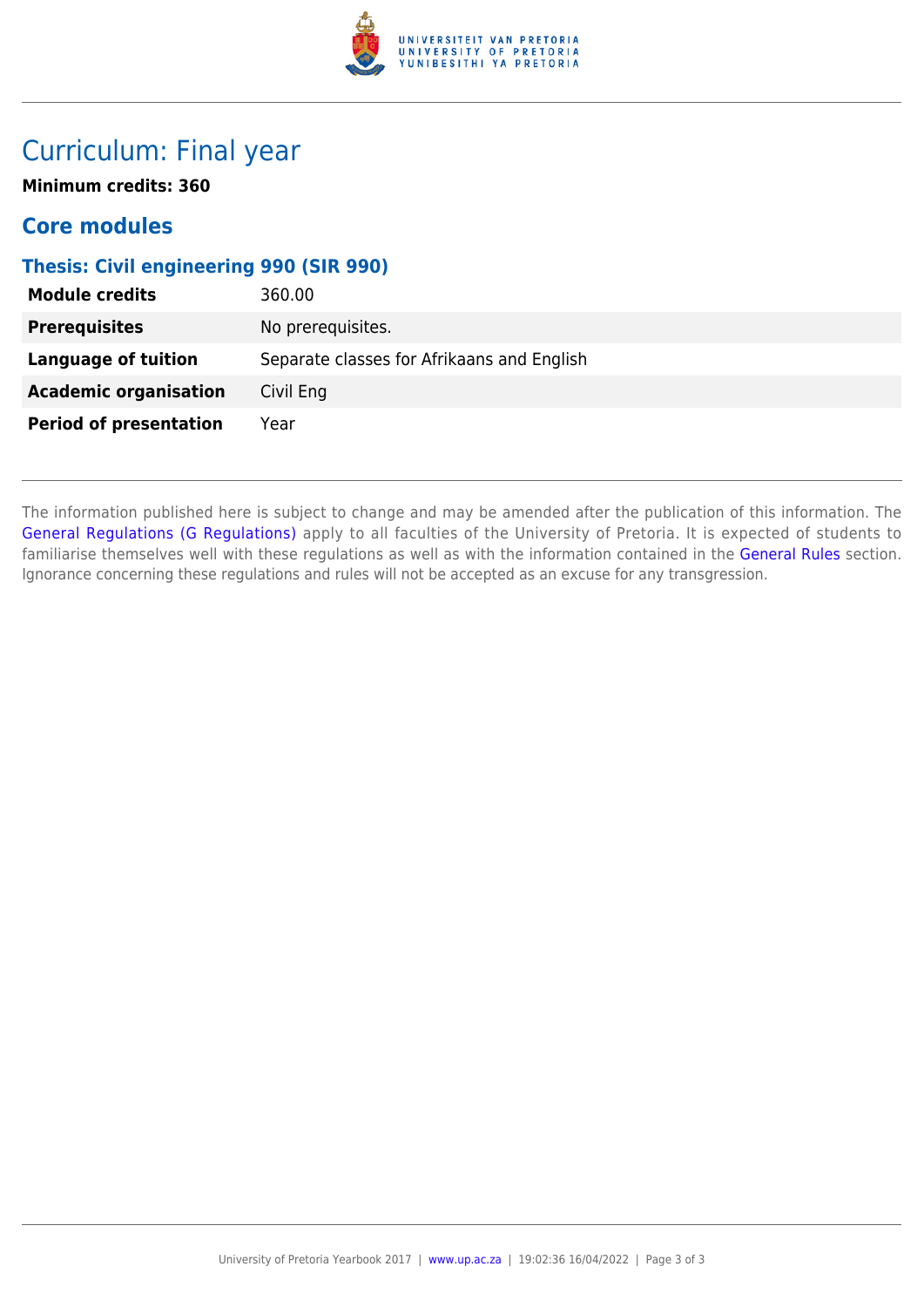# Curriculum: Final year

**Minimum credits: 360**

## Core modules

### Thesis: Civil engineering 990 (SIR 990)

| | |
|---|---|
| **Module credits** | 360.00 |
| **Prerequisites** | No prerequisites. |
| **Language of tuition** | Separate classes for Afrikaans and English |
| **Academic organisation** | Civil Eng |
| **Period of presentation** | Year |

The information published here is subject to change and may be amended after the publication of this information. The General Regulations (G Regulations) apply to all faculties of the University of Pretoria. It is expected of students to familiarise themselves well with these regulations as well as with the information contained in the General Rules section. Ignorance concerning these regulations and rules will not be accepted as an excuse for any transgression.